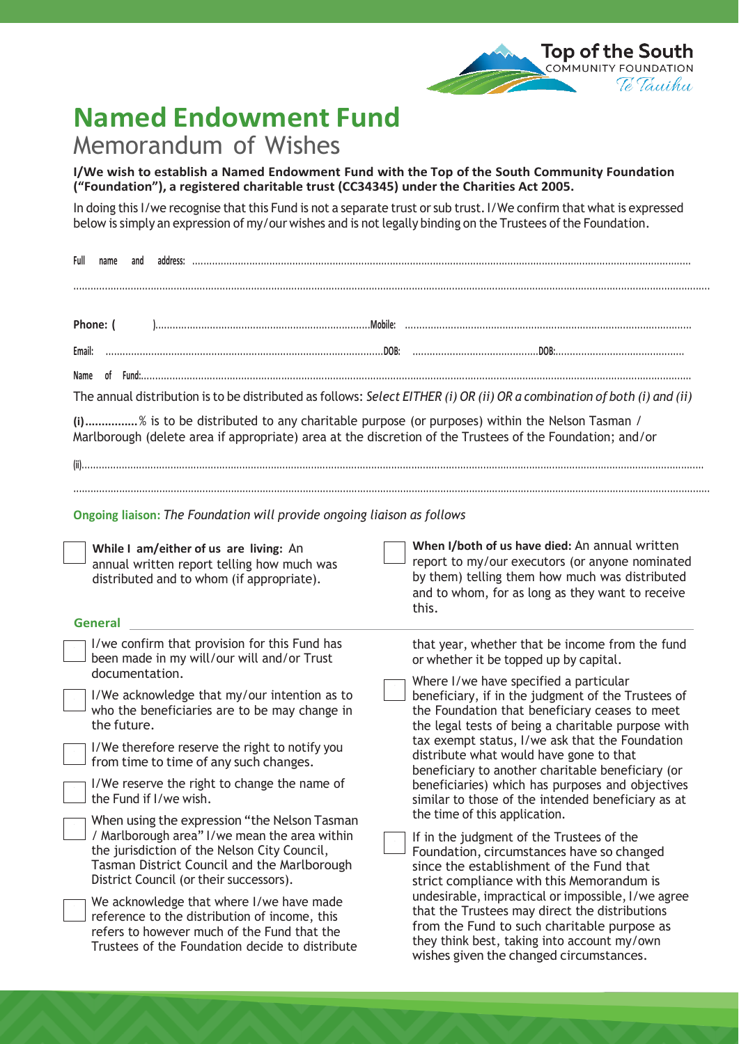# Named Endowment Fund

## Memorandum of Wishes

**I/We wish to establish a Named Endowment Fund with the Top of the South Community Foundation ("Foundation"), a registered charitable trust (CC34345) under the Charities Act 2005.**

In doing this I/we recognise that this Fund is not a separate trust or sub trust. I/We confirm that what is expressed below is simply an expression of my/our wishes and is not legally binding on the Trustees of the Foundation.

Full name and address: ..........................................................................................................................................................................

..........................................................................................................................................................................................................

**Phone: (** ).........................................................................**Mobile:** ...................................................................................................

Email: .................................................................................................DOB: ............................................DOB:..............................................

Name of Fund:.....................................................................................................................................................................................

The annual distribution is to be distributed as follows: *Select EITHER (i) OR (ii) OR a combination of both (i) and (ii)*

**(i)................**% is to be distributed to any charitable purpose (or purposes) within the Nelson Tasman / Marlborough (delete area if appropriate) area at the discretion of the Trustees of the Foundation; and/or

(ii)..........................................................................................................................................................................................................

..........................................................................................................................................................................................................

**Ongoing liaison:** *The Foundation will provide ongoing liaison as follows*

- ☐ **While I am/either of us are living:** An annual written report telling how much was distributed and to whom (if appropriate).
- ☐ **When I/both of us have died:** An annual written report to my/our executors (or anyone nominated by them) telling them how much was distributed and to whom, for as long as they want to receive this.

### General

- ☐ I/we confirm that provision for this Fund has been made in my will/our will and/or Trust documentation.
- ☐ I/We acknowledge that my/our intention as to who the beneficiaries are to be may change in the future.
- ☐ I/We therefore reserve the right to notify you from time to time of any such changes.
- ☐ I/We reserve the right to change the name of the Fund if I/we wish.
- ☐ When using the expression "the Nelson Tasman / Marlborough area" I/we mean the area within the jurisdiction of the Nelson City Council, Tasman District Council and the Marlborough District Council (or their successors).
- ☐ We acknowledge that where I/we have made reference to the distribution of income, this refers to however much of the Fund that the Trustees of the Foundation decide to distribute that year, whether that be income from the fund or whether it be topped up by capital.
- ☐ Where I/we have specified a particular beneficiary, if in the judgment of the Trustees of the Foundation that beneficiary ceases to meet the legal tests of being a charitable purpose with tax exempt status, I/we ask that the Foundation distribute what would have gone to that beneficiary to another charitable beneficiary (or beneficiaries) which has purposes and objectives similar to those of the intended beneficiary as at the time of this application.
- ☐ If in the judgment of the Trustees of the Foundation, circumstances have so changed since the establishment of the Fund that strict compliance with this Memorandum is undesirable, impractical or impossible, I/we agree that the Trustees may direct the distributions from the Fund to such charitable purpose as they think best, taking into account my/own wishes given the changed circumstances.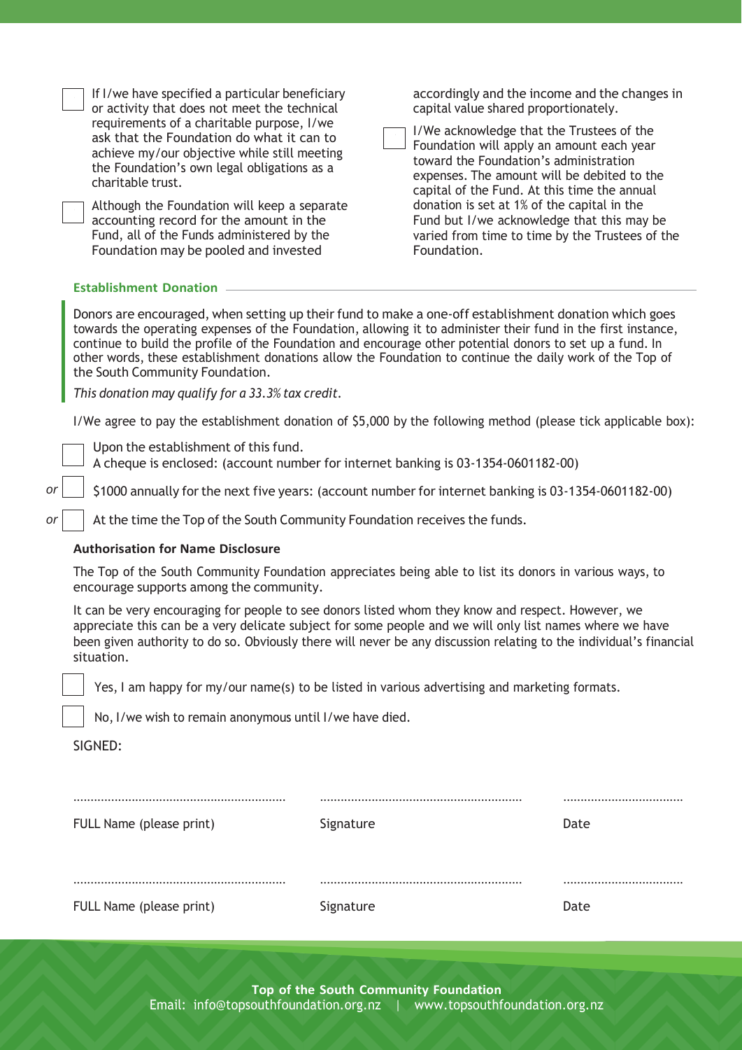- [ ] If I/we have specified a particular beneficiary or activity that does not meet the technical requirements of a charitable purpose, I/we ask that the Foundation do what it can to achieve my/our objective while still meeting the Foundation's own legal obligations as a charitable trust.
- [ ] Although the Foundation will keep a separate accounting record for the amount in the Fund, all of the Funds administered by the Foundation may be pooled and invested accordingly and the income and the changes in capital value shared proportionately.
- [ ] I/We acknowledge that the Trustees of the Foundation will apply an amount each year toward the Foundation's administration expenses. The amount will be debited to the capital of the Fund. At this time the annual donation is set at 1% of the capital in the Fund but I/we acknowledge that this may be varied from time to time by the Trustees of the Foundation.

## Establishment Donation

Donors are encouraged, when setting up their fund to make a one-off establishment donation which goes towards the operating expenses of the Foundation, allowing it to administer their fund in the first instance, continue to build the profile of the Foundation and encourage other potential donors to set up a fund. In other words, these establishment donations allow the Foundation to continue the daily work of the Top of the South Community Foundation.

*This donation may qualify for a 33.3% tax credit.*

I/We agree to pay the establishment donation of $5,000 by the following method (please tick applicable box):

- [ ] Upon the establishment of this fund.
  A cheque is enclosed: (account number for internet banking is 03-1354-0601182-00)
- *or* [ ] $1000 annually for the next five years: (account number for internet banking is 03-1354-0601182-00)
- *or* [ ] At the time the Top of the South Community Foundation receives the funds.

### Authorisation for Name Disclosure

The Top of the South Community Foundation appreciates being able to list its donors in various ways, to encourage supports among the community.

It can be very encouraging for people to see donors listed whom they know and respect. However, we appreciate this can be a very delicate subject for some people and we will only list names where we have been given authority to do so. Obviously there will never be any discussion relating to the individual's financial situation.

- [ ] Yes, I am happy for my/our name(s) to be listed in various advertising and marketing formats.
- [ ] No, I/we wish to remain anonymous until I/we have died.

SIGNED:

| | | |
|---|---|---|
| ............................................................ | ............................................................ | .................................. |
| FULL Name (please print) | Signature | Date |
| ............................................................ | ............................................................ | .................................. |
| FULL Name (please print) | Signature | Date |

**Top of the South Community Foundation**
Email: info@topsouthfoundation.org.nz | www.topsouthfoundation.org.nz